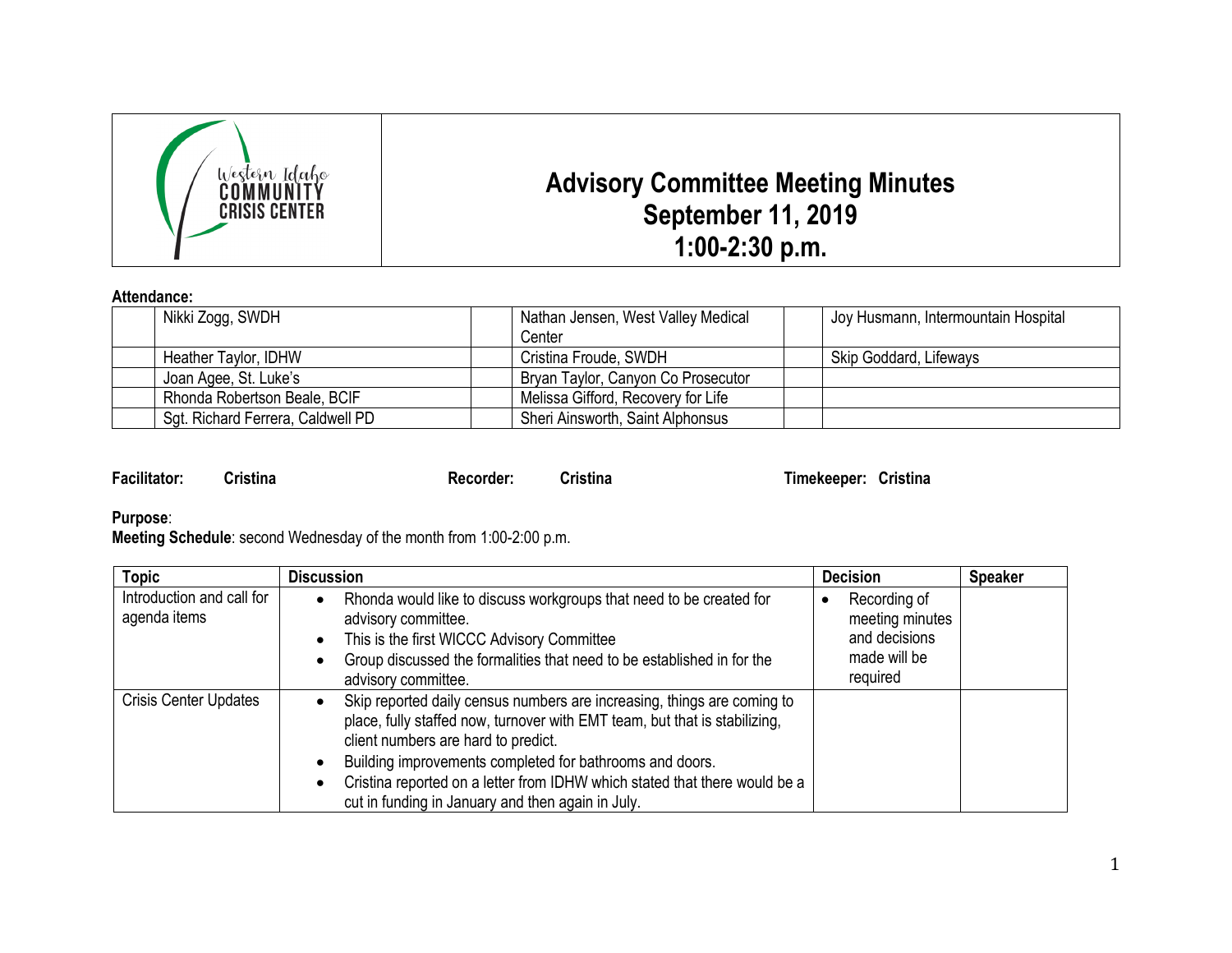Western Idaho COMMUNITY CRISIS CENTER

# Advisory Committee Meeting Minutes
## September 11, 2019
## 1:00-2:30 p.m.

**Attendance:**

| | | | | | |
|---|---|---|---|---|---|
| | Nikki Zogg, SWDH | | Nathan Jensen, West Valley Medical Center | | Joy Husmann, Intermountain Hospital |
| | Heather Taylor, IDHW | | Cristina Froude, SWDH | | Skip Goddard, Lifeways |
| | Joan Agee, St. Luke's | | Bryan Taylor, Canyon Co Prosecutor | | |
| | Rhonda Robertson Beale, BCIF | | Melissa Gifford, Recovery for Life | | |
| | Sgt. Richard Ferrera, Caldwell PD | | Sheri Ainsworth, Saint Alphonsus | | |

**Facilitator:** Cristina **Recorder:** Cristina **Timekeeper:** Cristina

**Purpose**:
**Meeting Schedule**: second Wednesday of the month from 1:00-2:00 p.m.

| Topic | Discussion | Decision | Speaker |
|---|---|---|---|
| Introduction and call for agenda items | • Rhonda would like to discuss workgroups that need to be created for advisory committee.<br>• This is the first WICCC Advisory Committee<br>• Group discussed the formalities that need to be established in for the advisory committee. | • Recording of meeting minutes and decisions made will be required | |
| Crisis Center Updates | • Skip reported daily census numbers are increasing, things are coming to place, fully staffed now, turnover with EMT team, but that is stabilizing, client numbers are hard to predict.<br>• Building improvements completed for bathrooms and doors.<br>• Cristina reported on a letter from IDHW which stated that there would be a cut in funding in January and then again in July. | | |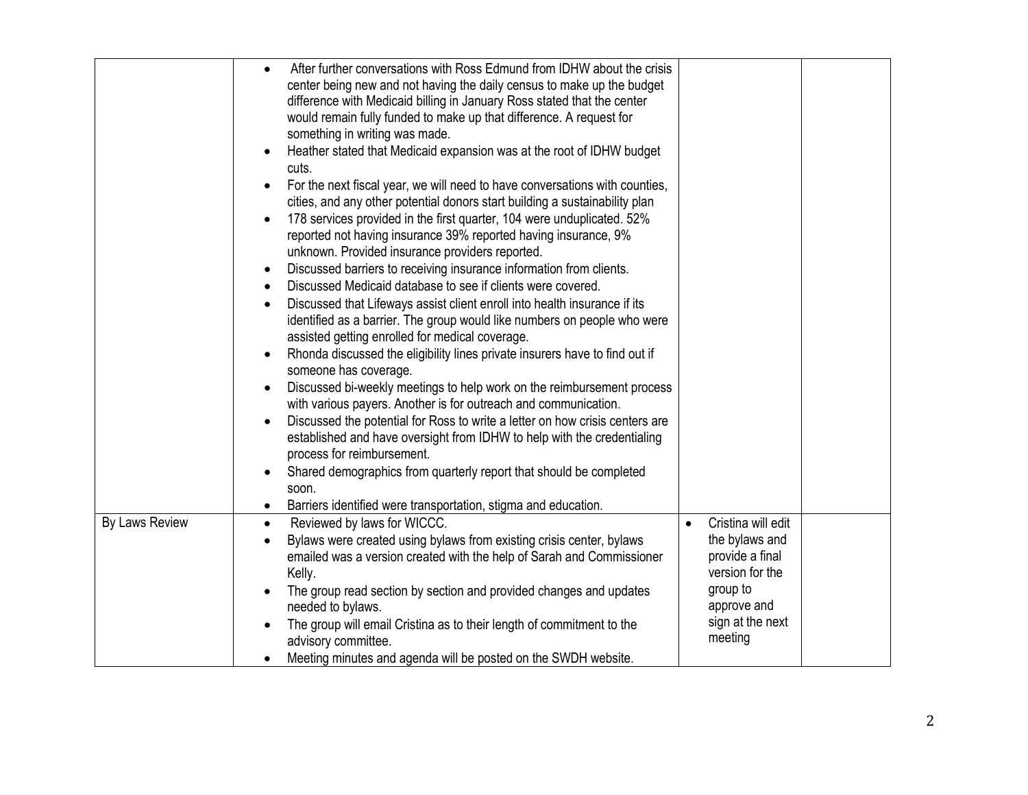| | | | |
|---|---|---|---|
| | • After further conversations with Ross Edmund from IDHW about the crisis center being new and not having the daily census to make up the budget difference with Medicaid billing in January Ross stated that the center would remain fully funded to make up that difference. A request for something in writing was made.<br>• Heather stated that Medicaid expansion was at the root of IDHW budget cuts.<br>• For the next fiscal year, we will need to have conversations with counties, cities, and any other potential donors start building a sustainability plan<br>• 178 services provided in the first quarter, 104 were unduplicated. 52% reported not having insurance 39% reported having insurance, 9% unknown. Provided insurance providers reported.<br>• Discussed barriers to receiving insurance information from clients.<br>• Discussed Medicaid database to see if clients were covered.<br>• Discussed that Lifeways assist client enroll into health insurance if its identified as a barrier. The group would like numbers on people who were assisted getting enrolled for medical coverage.<br>• Rhonda discussed the eligibility lines private insurers have to find out if someone has coverage.<br>• Discussed bi-weekly meetings to help work on the reimbursement process with various payers. Another is for outreach and communication.<br>• Discussed the potential for Ross to write a letter on how crisis centers are established and have oversight from IDHW to help with the credentialing process for reimbursement.<br>• Shared demographics from quarterly report that should be completed soon.<br>• Barriers identified were transportation, stigma and education. | | |
| By Laws Review | • Reviewed by laws for WICCC.<br>• Bylaws were created using bylaws from existing crisis center, bylaws emailed was a version created with the help of Sarah and Commissioner Kelly.<br>• The group read section by section and provided changes and updates needed to bylaws.<br>• The group will email Cristina as to their length of commitment to the advisory committee.<br>• Meeting minutes and agenda will be posted on the SWDH website. | • Cristina will edit the bylaws and provide a final version for the group to approve and sign at the next meeting | |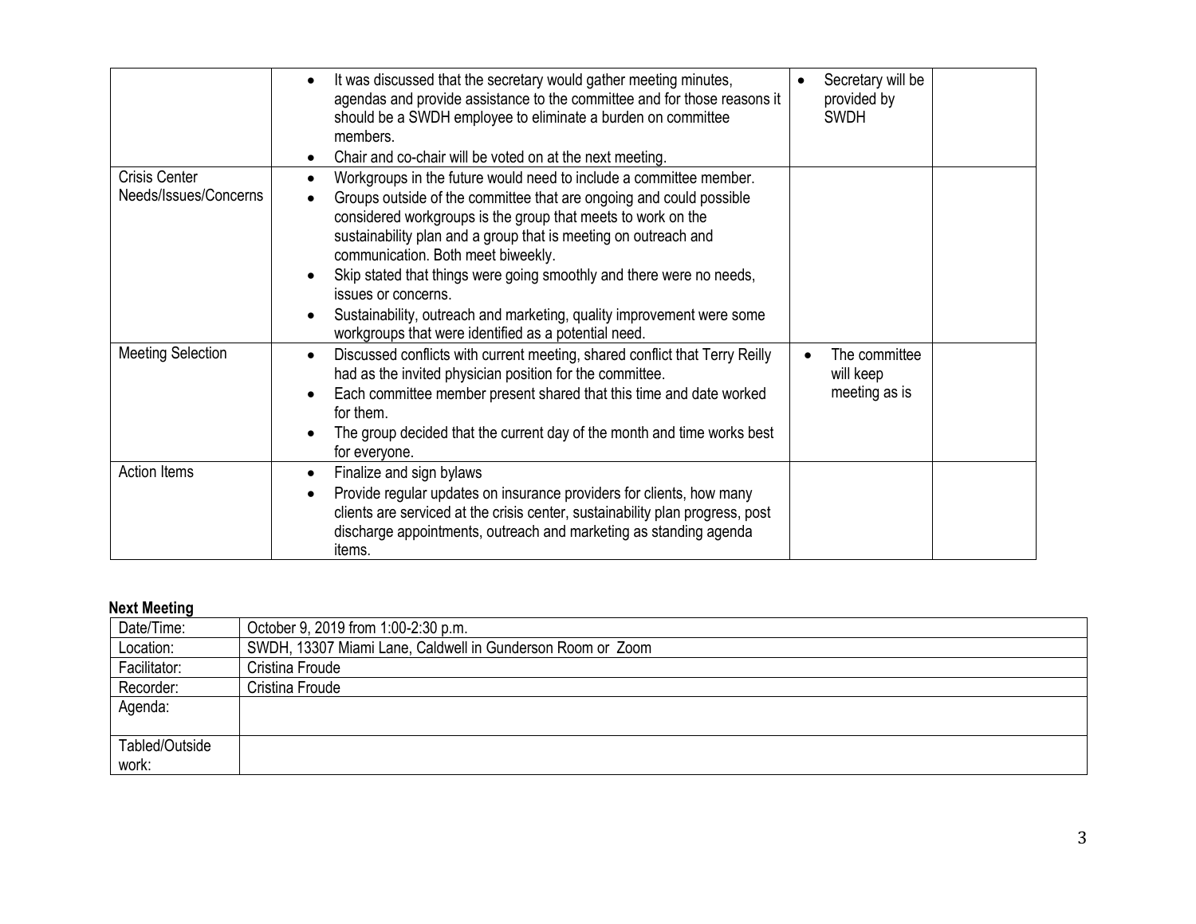| | | | |
|---|---|---|---|
| | • It was discussed that the secretary would gather meeting minutes, agendas and provide assistance to the committee and for those reasons it should be a SWDH employee to eliminate a burden on committee members.<br>• Chair and co-chair will be voted on at the next meeting. | • Secretary will be provided by SWDH | |
| Crisis Center Needs/Issues/Concerns | • Workgroups in the future would need to include a committee member.<br>• Groups outside of the committee that are ongoing and could possible considered workgroups is the group that meets to work on the sustainability plan and a group that is meeting on outreach and communication. Both meet biweekly.<br>• Skip stated that things were going smoothly and there were no needs, issues or concerns.<br>• Sustainability, outreach and marketing, quality improvement were some workgroups that were identified as a potential need. | | |
| Meeting Selection | • Discussed conflicts with current meeting, shared conflict that Terry Reilly had as the invited physician position for the committee.<br>• Each committee member present shared that this time and date worked for them.<br>• The group decided that the current day of the month and time works best for everyone. | • The committee will keep meeting as is | |
| Action Items | • Finalize and sign bylaws<br>• Provide regular updates on insurance providers for clients, how many clients are serviced at the crisis center, sustainability plan progress, post discharge appointments, outreach and marketing as standing agenda items. | | |

**Next Meeting**

| | |
|---|---|
| Date/Time: | October 9, 2019 from 1:00-2:30 p.m. |
| Location: | SWDH, 13307 Miami Lane, Caldwell in Gunderson Room or Zoom |
| Facilitator: | Cristina Froude |
| Recorder: | Cristina Froude |
| Agenda: | |
| Tabled/Outside work: | |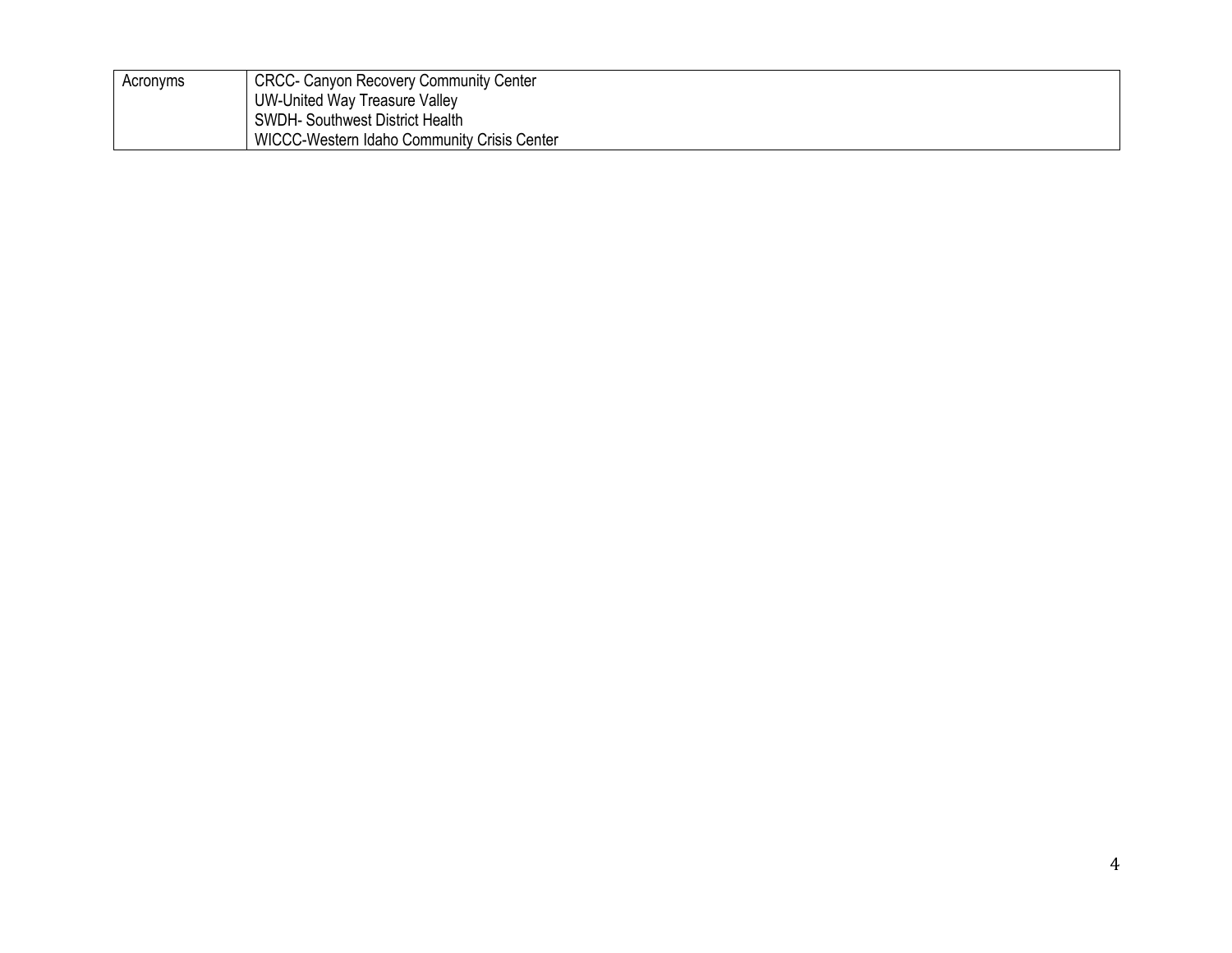| | |
|---|---|
| Acronyms | CRCC- Canyon Recovery Community Center<br>UW-United Way Treasure Valley<br>SWDH- Southwest District Health<br>WICCC-Western Idaho Community Crisis Center |